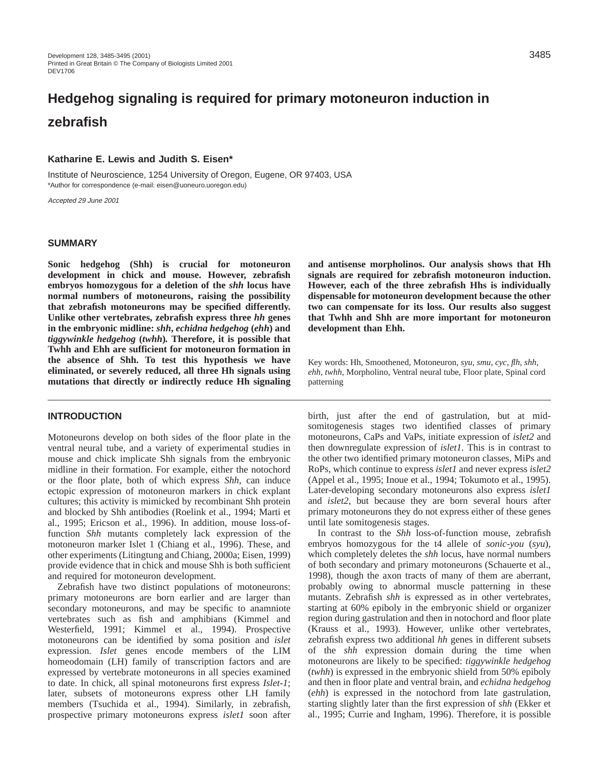# Hedgehog signaling is required for primary motoneuron induction in zebrafish

**Katharine E. Lewis and Judith S. Eisen***

Institute of Neuroscience, 1254 University of Oregon, Eugene, OR 97403, USA

*Author for correspondence (e-mail: eisen@uoneuro.uoregon.edu)

*Accepted 29 June 2001*

## SUMMARY

**Sonic hedgehog (Shh) is crucial for motoneuron development in chick and mouse. However, zebrafish embryos homozygous for a deletion of the *shh* locus have normal numbers of motoneurons, raising the possibility that zebrafish motoneurons may be specified differently. Unlike other vertebrates, zebrafish express three *hh* genes in the embryonic midline: *shh*, *echidna hedgehog* (*ehh*) and *tiggywinkle hedgehog* (*twhh*). Therefore, it is possible that Twhh and Ehh are sufficient for motoneuron formation in the absence of Shh. To test this hypothesis we have eliminated, or severely reduced, all three Hh signals using mutations that directly or indirectly reduce Hh signaling and antisense morpholinos. Our analysis shows that Hh signals are required for zebrafish motoneuron induction. However, each of the three zebrafish Hhs is individually dispensable for motoneuron development because the other two can compensate for its loss. Our results also suggest that Twhh and Shh are more important for motoneuron development than Ehh.**

Key words: Hh, Smoothened, Motoneuron, *syu*, *smu*, *cyc*, *flh*, *shh*, *ehh*, *twhh*, Morpholino, Ventral neural tube, Floor plate, Spinal cord patterning

## INTRODUCTION

Motoneurons develop on both sides of the floor plate in the ventral neural tube, and a variety of experimental studies in mouse and chick implicate Shh signals from the embryonic midline in their formation. For example, either the notochord or the floor plate, both of which express *Shh*, can induce ectopic expression of motoneuron markers in chick explant cultures; this activity is mimicked by recombinant Shh protein and blocked by Shh antibodies (Roelink et al., 1994; Marti et al., 1995; Ericson et al., 1996). In addition, mouse loss-of-function *Shh* mutants completely lack expression of the motoneuron marker Islet 1 (Chiang et al., 1996). These, and other experiments (Litingtung and Chiang, 2000a; Eisen, 1999) provide evidence that in chick and mouse Shh is both sufficient and required for motoneuron development.

Zebrafish have two distinct populations of motoneurons: primary motoneurons are born earlier and are larger than secondary motoneurons, and may be specific to anamniote vertebrates such as fish and amphibians (Kimmel and Westerfield, 1991; Kimmel et al., 1994). Prospective motoneurons can be identified by soma position and *islet* expression. *Islet* genes encode members of the LIM homeodomain (LH) family of transcription factors and are expressed by vertebrate motoneurons in all species examined to date. In chick, all spinal motoneurons first express *Islet-1*; later, subsets of motoneurons express other LH family members (Tsuchida et al., 1994). Similarly, in zebrafish, prospective primary motoneurons express *islet1* soon after birth, just after the end of gastrulation, but at mid-somitogenesis stages two identified classes of primary motoneurons, CaPs and VaPs, initiate expression of *islet2* and then downregulate expression of *islet1*. This is in contrast to the other two identified primary motoneuron classes, MiPs and RoPs, which continue to express *islet1* and never express *islet2* (Appel et al., 1995; Inoue et al., 1994; Tokumoto et al., 1995). Later-developing secondary motoneurons also express *islet1* and *islet2*, but because they are born several hours after primary motoneurons they do not express either of these genes until late somitogenesis stages.

In contrast to the *Shh* loss-of-function mouse, zebrafish embryos homozygous for the t4 allele of *sonic-you* (*syu*), which completely deletes the *shh* locus, have normal numbers of both secondary and primary motoneurons (Schauerte et al., 1998), though the axon tracts of many of them are aberrant, probably owing to abnormal muscle patterning in these mutants. Zebrafish *shh* is expressed as in other vertebrates, starting at 60% epiboly in the embryonic shield or organizer region during gastrulation and then in notochord and floor plate (Krauss et al., 1993). However, unlike other vertebrates, zebrafish express two additional *hh* genes in different subsets of the *shh* expression domain during the time when motoneurons are likely to be specified: *tiggywinkle hedgehog* (*twhh*) is expressed in the embryonic shield from 50% epiboly and then in floor plate and ventral brain, and *echidna hedgehog* (*ehh*) is expressed in the notochord from late gastrulation, starting slightly later than the first expression of *shh* (Ekker et al., 1995; Currie and Ingham, 1996). Therefore, it is possible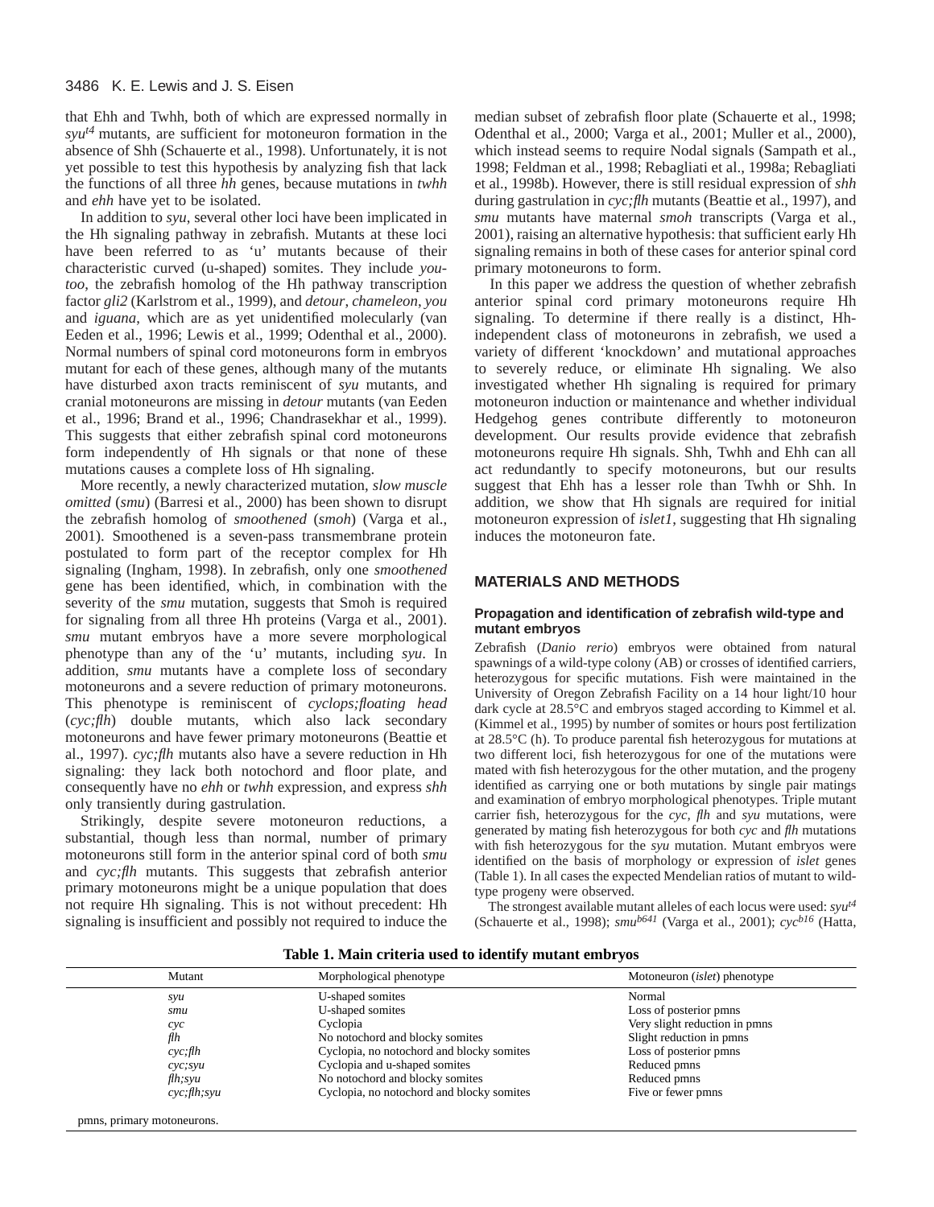that Ehh and Twhh, both of which are expressed normally in *syu*$^{t4}$ mutants, are sufficient for motoneuron formation in the absence of Shh (Schauerte et al., 1998). Unfortunately, it is not yet possible to test this hypothesis by analyzing fish that lack the functions of all three *hh* genes, because mutations in *twhh* and *ehh* have yet to be isolated.

In addition to *syu*, several other loci have been implicated in the Hh signaling pathway in zebrafish. Mutants at these loci have been referred to as 'u' mutants because of their characteristic curved (u-shaped) somites. They include *you-too*, the zebrafish homolog of the Hh pathway transcription factor *gli2* (Karlstrom et al., 1999), and *detour*, *chameleon*, *you* and *iguana*, which are as yet unidentified molecularly (van Eeden et al., 1996; Lewis et al., 1999; Odenthal et al., 2000). Normal numbers of spinal cord motoneurons form in embryos mutant for each of these genes, although many of the mutants have disturbed axon tracts reminiscent of *syu* mutants, and cranial motoneurons are missing in *detour* mutants (van Eeden et al., 1996; Brand et al., 1996; Chandrasekhar et al., 1999). This suggests that either zebrafish spinal cord motoneurons form independently of Hh signals or that none of these mutations causes a complete loss of Hh signaling.

More recently, a newly characterized mutation, *slow muscle omitted* (*smu*) (Barresi et al., 2000) has been shown to disrupt the zebrafish homolog of *smoothened* (*smoh*) (Varga et al., 2001). Smoothened is a seven-pass transmembrane protein postulated to form part of the receptor complex for Hh signaling (Ingham, 1998). In zebrafish, only one *smoothened* gene has been identified, which, in combination with the severity of the *smu* mutation, suggests that Smoh is required for signaling from all three Hh proteins (Varga et al., 2001). *smu* mutant embryos have a more severe morphological phenotype than any of the 'u' mutants, including *syu*. In addition, *smu* mutants have a complete loss of secondary motoneurons and a severe reduction of primary motoneurons. This phenotype is reminiscent of *cyclops;floating head* (*cyc;flh*) double mutants, which also lack secondary motoneurons and have fewer primary motoneurons (Beattie et al., 1997). *cyc;flh* mutants also have a severe reduction in Hh signaling: they lack both notochord and floor plate, and consequently have no *ehh* or *twhh* expression, and express *shh* only transiently during gastrulation.

Strikingly, despite severe motoneuron reductions, a substantial, though less than normal, number of primary motoneurons still form in the anterior spinal cord of both *smu* and *cyc;flh* mutants. This suggests that zebrafish anterior primary motoneurons might be a unique population that does not require Hh signaling. This is not without precedent: Hh signaling is insufficient and possibly not required to induce the median subset of zebrafish floor plate (Schauerte et al., 1998; Odenthal et al., 2000; Varga et al., 2001; Muller et al., 2000), which instead seems to require Nodal signals (Sampath et al., 1998; Feldman et al., 1998; Rebagliati et al., 1998a; Rebagliati et al., 1998b). However, there is still residual expression of *shh* during gastrulation in *cyc;flh* mutants (Beattie et al., 1997), and *smu* mutants have maternal *smoh* transcripts (Varga et al., 2001), raising an alternative hypothesis: that sufficient early Hh signaling remains in both of these cases for anterior spinal cord primary motoneurons to form.

In this paper we address the question of whether zebrafish anterior spinal cord primary motoneurons require Hh signaling. To determine if there really is a distinct, Hh-independent class of motoneurons in zebrafish, we used a variety of different 'knockdown' and mutational approaches to severely reduce, or eliminate Hh signaling. We also investigated whether Hh signaling is required for primary motoneuron induction or maintenance and whether individual Hedgehog genes contribute differently to motoneuron development. Our results provide evidence that zebrafish motoneurons require Hh signals. Shh, Twhh and Ehh can all act redundantly to specify motoneurons, but our results suggest that Ehh has a lesser role than Twhh or Shh. In addition, we show that Hh signals are required for initial motoneuron expression of *islet1*, suggesting that Hh signaling induces the motoneuron fate.

## MATERIALS AND METHODS

### Propagation and identification of zebrafish wild-type and mutant embryos

Zebrafish (*Danio rerio*) embryos were obtained from natural spawnings of a wild-type colony (AB) or crosses of identified carriers, heterozygous for specific mutations. Fish were maintained in the University of Oregon Zebrafish Facility on a 14 hour light/10 hour dark cycle at 28.5°C and embryos staged according to Kimmel et al. (Kimmel et al., 1995) by number of somites or hours post fertilization at 28.5°C (h). To produce parental fish heterozygous for mutations at two different loci, fish heterozygous for one of the mutations were mated with fish heterozygous for the other mutation, and the progeny identified as carrying one or both mutations by single pair matings and examination of embryo morphological phenotypes. Triple mutant carrier fish, heterozygous for the *cyc*, *flh* and *syu* mutations, were generated by mating fish heterozygous for both *cyc* and *flh* mutations with fish heterozygous for the *syu* mutation. Mutant embryos were identified on the basis of morphology or expression of *islet* genes (Table 1). In all cases the expected Mendelian ratios of mutant to wild-type progeny were observed.

The strongest available mutant alleles of each locus were used: *syu*$^{t4}$ (Schauerte et al., 1998); *smu*$^{b641}$ (Varga et al., 2001); *cyc*$^{b16}$ (Hatta,

**Table 1. Main criteria used to identify mutant embryos**

| Mutant | Morphological phenotype | Motoneuron (*islet*) phenotype |
|---|---|---|
| *syu* | U-shaped somites | Normal |
| *smu* | U-shaped somites | Loss of posterior pmns |
| *cyc* | Cyclopia | Very slight reduction in pmns |
| *flh* | No notochord and blocky somites | Slight reduction in pmns |
| *cyc;flh* | Cyclopia, no notochord and blocky somites | Loss of posterior pmns |
| *cyc;syu* | Cyclopia and u-shaped somites | Reduced pmns |
| *flh;syu* | No notochord and blocky somites | Reduced pmns |
| *cyc;flh;syu* | Cyclopia, no notochord and blocky somites | Five or fewer pmns |

pmns, primary motoneurons.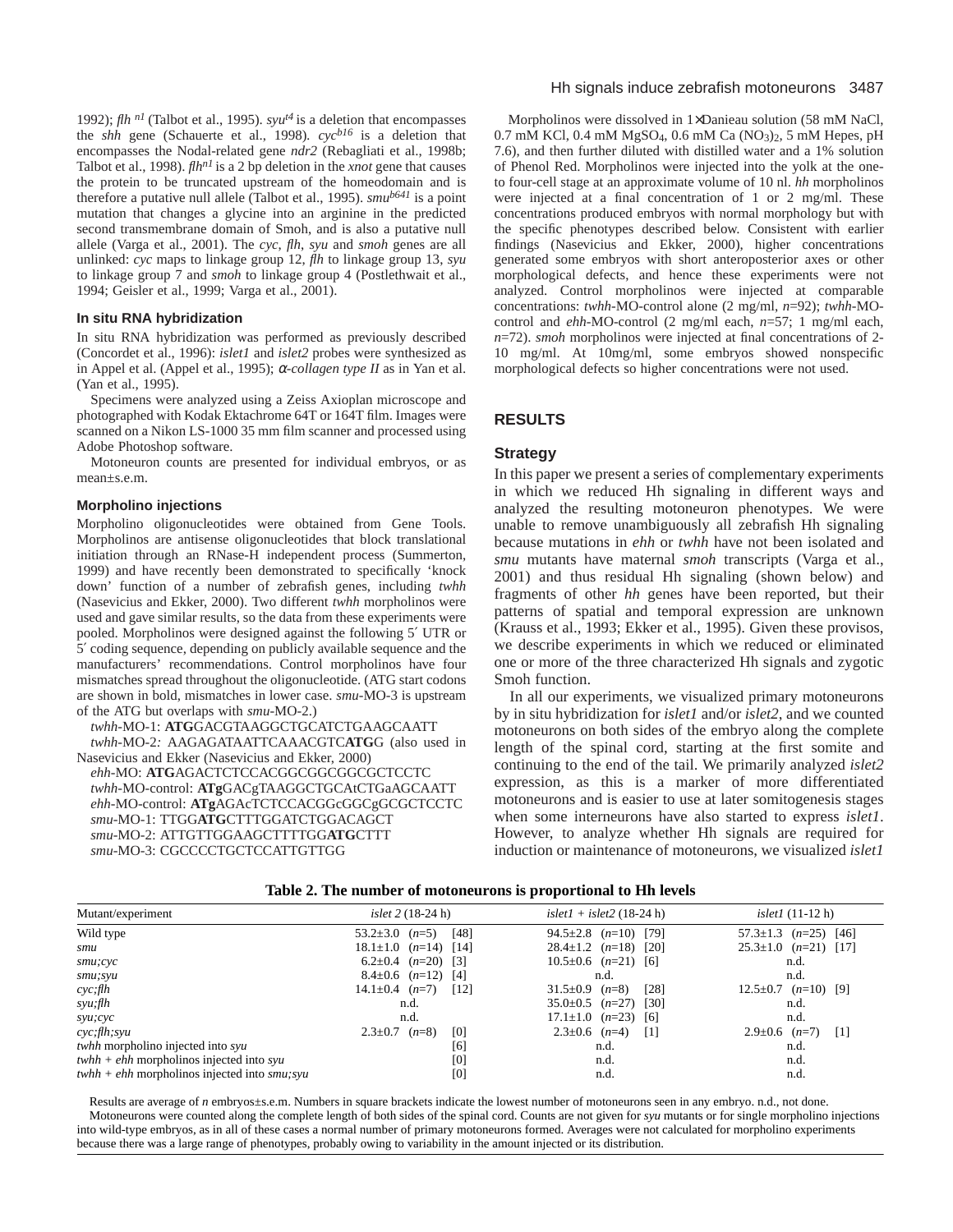1992); *flh* $^{n1}$ (Talbot et al., 1995). *syu*$^{t4}$ is a deletion that encompasses the *shh* gene (Schauerte et al., 1998). *cyc*$^{b16}$ is a deletion that encompasses the Nodal-related gene *ndr2* (Rebagliati et al., 1998b; Talbot et al., 1998). *flh*$^{n1}$ is a 2 bp deletion in the *xnot* gene that causes the protein to be truncated upstream of the homeodomain and is therefore a putative null allele (Talbot et al., 1995). *smu*$^{b641}$ is a point mutation that changes a glycine into an arginine in the predicted second transmembrane domain of Smoh, and is also a putative null allele (Varga et al., 2001). The *cyc*, *flh*, *syu* and *smoh* genes are all unlinked: *cyc* maps to linkage group 12, *flh* to linkage group 13, *syu* to linkage group 7 and *smoh* to linkage group 4 (Postlethwait et al., 1994; Geisler et al., 1999; Varga et al., 2001).

### In situ RNA hybridization

In situ RNA hybridization was performed as previously described (Concordet et al., 1996): *islet1* and *islet2* probes were synthesized as in Appel et al. (Appel et al., 1995); *α-collagen type II* as in Yan et al. (Yan et al., 1995).

Specimens were analyzed using a Zeiss Axioplan microscope and photographed with Kodak Ektachrome 64T or 164T film. Images were scanned on a Nikon LS-1000 35 mm film scanner and processed using Adobe Photoshop software.

Motoneuron counts are presented for individual embryos, or as mean±s.e.m.

### Morpholino injections

Morpholino oligonucleotides were obtained from Gene Tools. Morpholinos are antisense oligonucleotides that block translational initiation through an RNase-H independent process (Summerton, 1999) and have recently been demonstrated to specifically 'knock down' function of a number of zebrafish genes, including *twhh* (Nasevicius and Ekker, 2000). Two different *twhh* morpholinos were used and gave similar results, so the data from these experiments were pooled. Morpholinos were designed against the following 5′ UTR or 5′ coding sequence, depending on publicly available sequence and the manufacturers' recommendations. Control morpholinos have four mismatches spread throughout the oligonucleotide. (ATG start codons are shown in bold, mismatches in lower case. *smu*-MO-3 is upstream of the ATG but overlaps with *smu*-MO-2.)

*twhh*-MO-1: **ATG**GACGTAAGGCTGCATCTGAAGCAATT
*twhh*-MO-2: AAGAGATAATTCAAACGTC**ATG**G (also used in Nasevicius and Ekker (Nasevicius and Ekker, 2000)
*ehh*-MO: **ATG**AGACTCTCCACGGCGGCGGCGCTCCTC
*twhh*-MO-control: **ATg**GACgTAAGGCTGCAtCTGaAGCAATT
*ehh*-MO-control: **ATg**AGAcTCTCCACGGcGGCgGCGCTCCTC
*smu*-MO-1: TTGG**ATG**CTTTGGATCTGGACAGCT
*smu*-MO-2: ATTGTTGGAAGCTTTTGG**ATG**CTTT
*smu*-MO-3: CGCCCCTGCTCCATTGTTGG

Morpholinos were dissolved in 1× Danieau solution (58 mM NaCl, 0.7 mM KCl, 0.4 mM $MgSO_4$, 0.6 mM Ca $(NO_3)_2$, 5 mM Hepes, pH 7.6), and then further diluted with distilled water and a 1% solution of Phenol Red. Morpholinos were injected into the yolk at the one-to four-cell stage at an approximate volume of 10 nl. *hh* morpholinos were injected at a final concentration of 1 or 2 mg/ml. These concentrations produced embryos with normal morphology but with the specific phenotypes described below. Consistent with earlier findings (Nasevicius and Ekker, 2000), higher concentrations generated some embryos with short anteroposterior axes or other morphological defects, and hence these experiments were not analyzed. Control morpholinos were injected at comparable concentrations: *twhh*-MO-control alone (2 mg/ml, *n*=92); *twhh*-MO-control and *ehh*-MO-control (2 mg/ml each, *n*=57; 1 mg/ml each, *n*=72). *smoh* morpholinos were injected at final concentrations of 2-10 mg/ml. At 10mg/ml, some embryos showed nonspecific morphological defects so higher concentrations were not used.

## RESULTS

### Strategy

In this paper we present a series of complementary experiments in which we reduced Hh signaling in different ways and analyzed the resulting motoneuron phenotypes. We were unable to remove unambiguously all zebrafish Hh signaling because mutations in *ehh* or *twhh* have not been isolated and *smu* mutants have maternal *smoh* transcripts (Varga et al., 2001) and thus residual Hh signaling (shown below) and fragments of other *hh* genes have been reported, but their patterns of spatial and temporal expression are unknown (Krauss et al., 1993; Ekker et al., 1995). Given these provisos, we describe experiments in which we reduced or eliminated one or more of the three characterized Hh signals and zygotic Smoh function.

In all our experiments, we visualized primary motoneurons by in situ hybridization for *islet1* and/or *islet2*, and we counted motoneurons on both sides of the embryo along the complete length of the spinal cord, starting at the first somite and continuing to the end of the tail. We primarily analyzed *islet2* expression, as this is a marker of more differentiated motoneurons and is easier to use at later somitogenesis stages when some interneurons have also started to express *islet1*. However, to analyze whether Hh signals are required for induction or maintenance of motoneurons, we visualized *islet1*

**Table 2. The number of motoneurons is proportional to Hh levels**

| Mutant/experiment | *islet 2* (18-24 h) | *islet1* + *islet2* (18-24 h) | *islet1* (11-12 h) |
|---|---|---|---|
| Wild type | 53.2±3.0 (*n*=5) [48] | 94.5±2.8 (*n*=10) [79] | 57.3±1.3 (*n*=25) [46] |
| *smu* | 18.1±1.0 (*n*=14) [14] | 28.4±1.2 (*n*=18) [20] | 25.3±1.0 (*n*=21) [17] |
| *smu;cyc* | 6.2±0.4 (*n*=20) [3] | 10.5±0.6 (*n*=21) [6] | n.d. |
| *smu;syu* | 8.4±0.6 (*n*=12) [4] | n.d. | n.d. |
| *cyc;flh* | 14.1±0.4 (*n*=7) [12] | 31.5±0.9 (*n*=8) [28] | 12.5±0.7 (*n*=10) [9] |
| *syu;flh* | n.d. | 35.0±0.5 (*n*=27) [30] | n.d. |
| *syu;cyc* | n.d. | 17.1±1.0 (*n*=23) [6] | n.d. |
| *cyc;flh;syu* | 2.3±0.7 (*n*=8) [0] | 2.3±0.6 (*n*=4) [1] | 2.9±0.6 (*n*=7) [1] |
| *twhh* morpholino injected into *syu* | [6] | n.d. | n.d. |
| *twhh* + *ehh* morpholinos injected into *syu* | [0] | n.d. | n.d. |
| *twhh* + *ehh* morpholinos injected into *smu;syu* | [0] | n.d. | n.d. |

Results are average of *n* embryos±s.e.m. Numbers in square brackets indicate the lowest number of motoneurons seen in any embryo. n.d., not done.
Motoneurons were counted along the complete length of both sides of the spinal cord. Counts are not given for *syu* mutants or for single morpholino injections into wild-type embryos, as in all of these cases a normal number of primary motoneurons formed. Averages were not calculated for morpholino experiments because there was a large range of phenotypes, probably owing to variability in the amount injected or its distribution.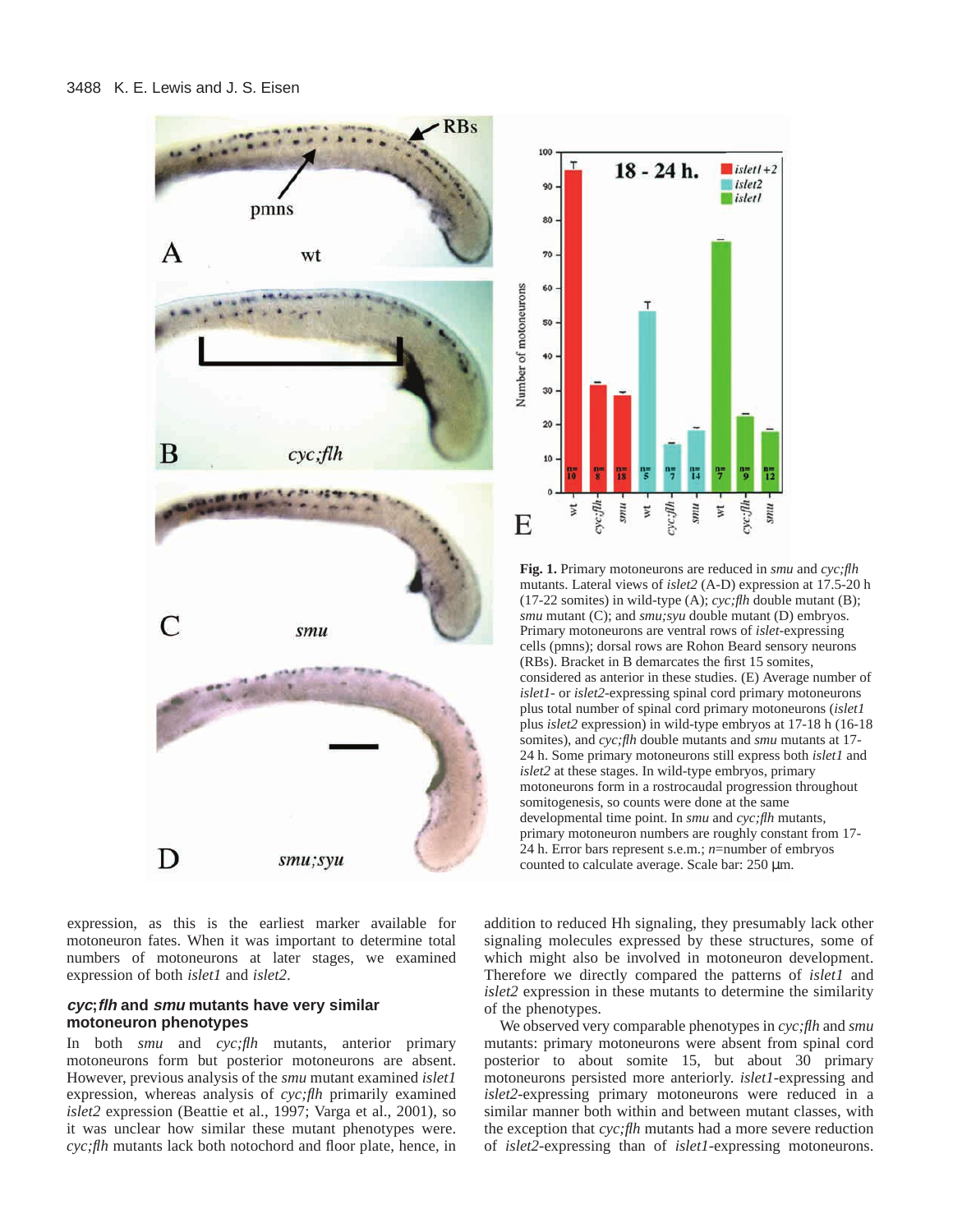**Fig. 1.** Primary motoneurons are reduced in *smu* and *cyc;flh* mutants. Lateral views of *islet2* (A-D) expression at 17.5-20 h (17-22 somites) in wild-type (A); *cyc;flh* double mutant (B); *smu* mutant (C); and *smu;syu* double mutant (D) embryos. Primary motoneurons are ventral rows of *islet*-expressing cells (pmns); dorsal rows are Rohon Beard sensory neurons (RBs). Bracket in B demarcates the first 15 somites, considered as anterior in these studies. (E) Average number of *islet1*- or *islet2*-expressing spinal cord primary motoneurons plus total number of spinal cord primary motoneurons (*islet1* plus *islet2* expression) in wild-type embryos at 17-18 h (16-18 somites), and *cyc;flh* double mutants and *smu* mutants at 17-24 h. Some primary motoneurons still express both *islet1* and *islet2* at these stages. In wild-type embryos, primary motoneurons form in a rostrocaudal progression throughout somitogenesis, so counts were done at the same developmental time point. In *smu* and *cyc;flh* mutants, primary motoneuron numbers are roughly constant from 17-24 h. Error bars represent s.e.m.; *n*=number of embryos counted to calculate average. Scale bar: 250 μm.

expression, as this is the earliest marker available for motoneuron fates. When it was important to determine total numbers of motoneurons at later stages, we examined expression of both *islet1* and *islet2*.

### *cyc;flh* and *smu* mutants have very similar motoneuron phenotypes

In both *smu* and *cyc;flh* mutants, anterior primary motoneurons form but posterior motoneurons are absent. However, previous analysis of the *smu* mutant examined *islet1* expression, whereas analysis of *cyc;flh* primarily examined *islet2* expression (Beattie et al., 1997; Varga et al., 2001), so it was unclear how similar these mutant phenotypes were. *cyc;flh* mutants lack both notochord and floor plate, hence, in addition to reduced Hh signaling, they presumably lack other signaling molecules expressed by these structures, some of which might also be involved in motoneuron development. Therefore we directly compared the patterns of *islet1* and *islet2* expression in these mutants to determine the similarity of the phenotypes.

We observed very comparable phenotypes in *cyc;flh* and *smu* mutants: primary motoneurons were absent from spinal cord posterior to about somite 15, but about 30 primary motoneurons persisted more anteriorly. *islet1*-expressing and *islet2*-expressing primary motoneurons were reduced in a similar manner both within and between mutant classes, with the exception that *cyc;flh* mutants had a more severe reduction of *islet2*-expressing than of *islet1*-expressing motoneurons.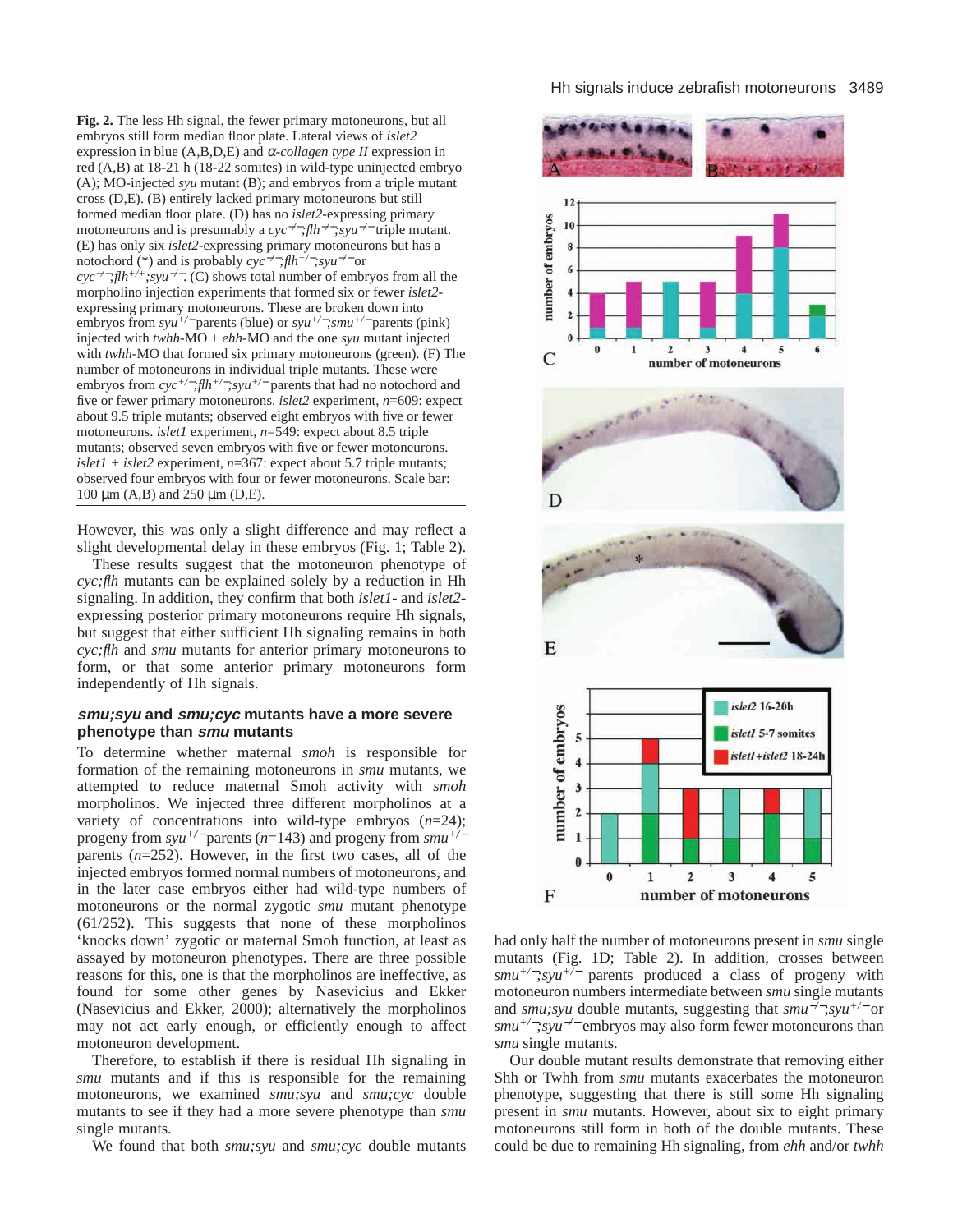**Fig. 2.** The less Hh signal, the fewer primary motoneurons, but all embryos still form median floor plate. Lateral views of *islet2* expression in blue (A,B,D,E) and *α-collagen type II* expression in red (A,B) at 18-21 h (18-22 somites) in wild-type uninjected embryo (A); MO-injected *syu* mutant (B); and embryos from a triple mutant cross (D,E). (B) entirely lacked primary motoneurons but still formed median floor plate. (D) has no *islet2*-expressing primary motoneurons and is presumably a *cyc*$^{-/-}$;*flh*$^{-/-}$;*syu*$^{-/-}$ triple mutant. (E) has only six *islet2*-expressing primary motoneurons but has a notochord (*) and is probably *cyc*$^{-/-}$;*flh*$^{+/-}$;*syu*$^{-/-}$ or *cyc*$^{-/-}$;*flh*$^{+/+}$;*syu*$^{-/-}$. (C) shows total number of embryos from all the morpholino injection experiments that formed six or fewer *islet2*-expressing primary motoneurons. These are broken down into embryos from *syu*$^{+/-}$ parents (blue) or *syu*$^{+/-}$;*smu*$^{+/-}$ parents (pink) injected with *twhh*-MO + *ehh*-MO and the one *syu* mutant injected with *twhh*-MO that formed six primary motoneurons (green). (F) The number of motoneurons in individual triple mutants. These were embryos from *cyc*$^{+/-}$;*flh*$^{+/-}$;*syu*$^{+/-}$ parents that had no notochord and five or fewer primary motoneurons. *islet2* experiment, $n$=609: expect about 9.5 triple mutants; observed eight embryos with five or fewer motoneurons. *islet1* experiment, $n$=549: expect about 8.5 triple mutants; observed seven embryos with five or fewer motoneurons. *islet1* + *islet2* experiment, $n$=367: expect about 5.7 triple mutants; observed four embryos with four or fewer motoneurons. Scale bar: 100 μm (A,B) and 250 μm (D,E).

However, this was only a slight difference and may reflect a slight developmental delay in these embryos (Fig. 1; Table 2).

These results suggest that the motoneuron phenotype of *cyc;flh* mutants can be explained solely by a reduction in Hh signaling. In addition, they confirm that both *islet1*- and *islet2*-expressing posterior primary motoneurons require Hh signals, but suggest that either sufficient Hh signaling remains in both *cyc;flh* and *smu* mutants for anterior primary motoneurons to form, or that some anterior primary motoneurons form independently of Hh signals.

### *smu;syu* and *smu;cyc* mutants have a more severe phenotype than *smu* mutants

To determine whether maternal *smoh* is responsible for formation of the remaining motoneurons in *smu* mutants, we attempted to reduce maternal Smoh activity with *smoh* morpholinos. We injected three different morpholinos at a variety of concentrations into wild-type embryos ($n$=24); progeny from *syu*$^{+/-}$ parents ($n$=143) and progeny from *smu*$^{+/-}$ parents ($n$=252). However, in the first two cases, all of the injected embryos formed normal numbers of motoneurons, and in the later case embryos either had wild-type numbers of motoneurons or the normal zygotic *smu* mutant phenotype (61/252). This suggests that none of these morpholinos 'knocks down' zygotic or maternal Smoh function, at least as assayed by motoneuron phenotypes. There are three possible reasons for this, one is that the morpholinos are ineffective, as found for some genes by Nasevicius and Ekker (Nasevicius and Ekker, 2000); alternatively the morpholinos may not act early enough, or efficiently enough to affect motoneuron development.

Therefore, to establish if there is residual Hh signaling in *smu* mutants and if this is responsible for the remaining motoneurons, we examined *smu;syu* and *smu;cyc* double mutants to see if they had a more severe phenotype than *smu* single mutants.

We found that both *smu;syu* and *smu;cyc* double mutants had only half the number of motoneurons present in *smu* single mutants (Fig. 1D; Table 2). In addition, crosses between *smu*$^{+/-}$;*syu*$^{+/-}$ parents produced a class of progeny with motoneuron numbers intermediate between *smu* single mutants and *smu;syu* double mutants, suggesting that *smu*$^{-/-}$;*syu*$^{+/-}$ or *smu*$^{+/-}$;*syu*$^{-/-}$ embryos may also form fewer motoneurons than *smu* single mutants.

Our double mutant results demonstrate that removing either Shh or Twhh from *smu* mutants exacerbates the motoneuron phenotype, suggesting that there is still some Hh signaling present in *smu* mutants. However, about six to eight primary motoneurons still form in both of the double mutants. These could be due to remaining Hh signaling, from *ehh* and/or *twhh*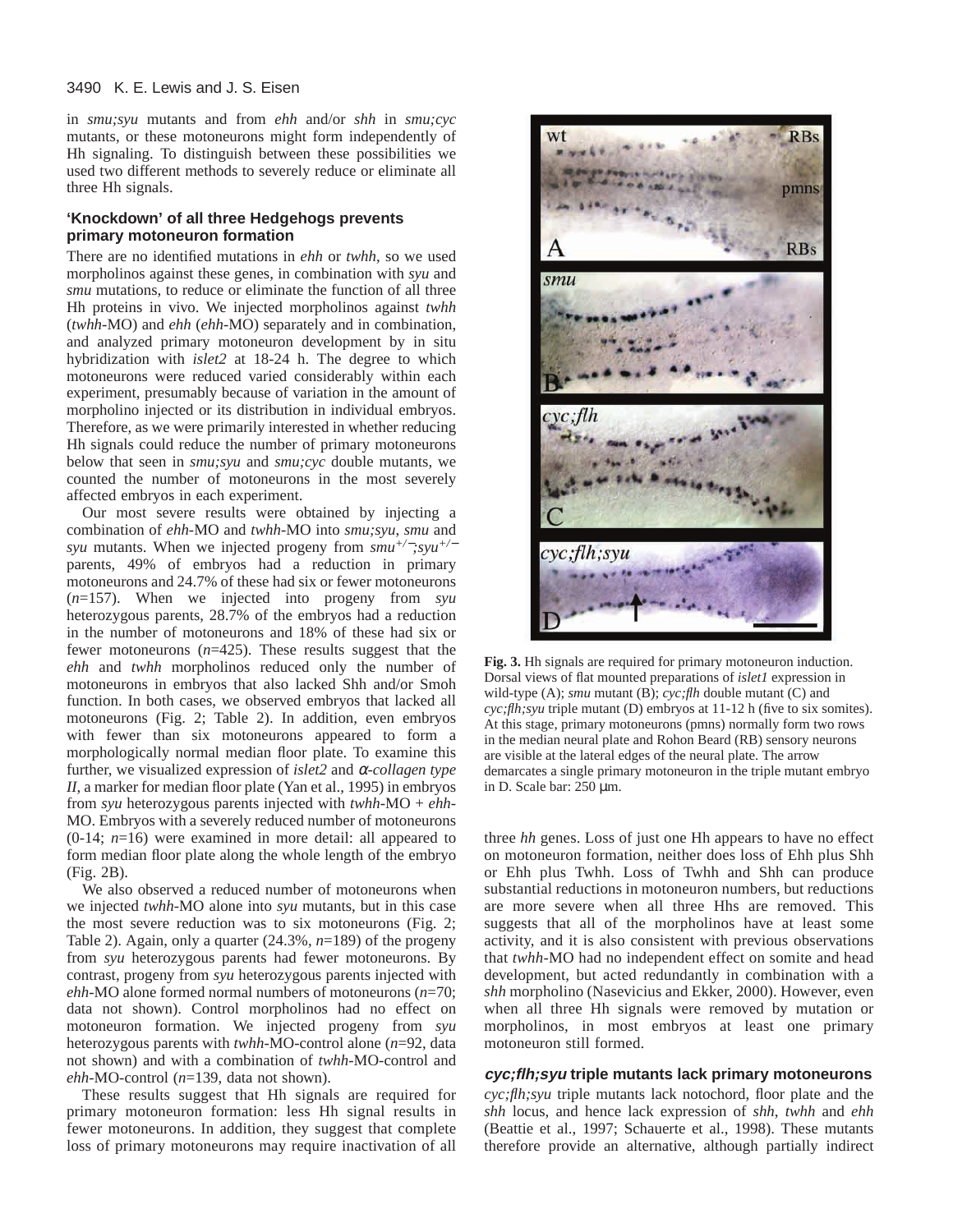in *smu;syu* mutants and from *ehh* and/or *shh* in *smu;cyc* mutants, or these motoneurons might form independently of Hh signaling. To distinguish between these possibilities we used two different methods to severely reduce or eliminate all three Hh signals.

### 'Knockdown' of all three Hedgehogs prevents primary motoneuron formation

There are no identified mutations in *ehh* or *twhh*, so we used morpholinos against these genes, in combination with *syu* and *smu* mutations, to reduce or eliminate the function of all three Hh proteins in vivo. We injected morpholinos against *twhh* (*twhh*-MO) and *ehh* (*ehh*-MO) separately and in combination, and analyzed primary motoneuron development by in situ hybridization with *islet2* at 18-24 h. The degree to which motoneurons were reduced varied considerably within each experiment, presumably because of variation in the amount of morpholino injected or its distribution in individual embryos. Therefore, as we were primarily interested in whether reducing Hh signals could reduce the number of primary motoneurons below that seen in *smu;syu* and *smu;cyc* double mutants, we counted the number of motoneurons in the most severely affected embryos in each experiment.

Our most severe results were obtained by injecting a combination of *ehh*-MO and *twhh*-MO into *smu;syu*, *smu* and *syu* mutants. When we injected progeny from $smu^{+/-};syu^{+/-}$ parents, 49% of embryos had a reduction in primary motoneurons and 24.7% of these had six or fewer motoneurons ($n$=157). When we injected into progeny from *syu* heterozygous parents, 28.7% of the embryos had a reduction in the number of motoneurons and 18% of these had six or fewer motoneurons ($n$=425). These results suggest that the *ehh* and *twhh* morpholinos reduced only the number of motoneurons in embryos that also lacked Shh and/or Smoh function. In both cases, we observed embryos that lacked all motoneurons (Fig. 2; Table 2). In addition, even embryos with fewer than six motoneurons appeared to form a morphologically normal median floor plate. To examine this further, we visualized expression of *islet2* and *α-collagen type II*, a marker for median floor plate (Yan et al., 1995) in embryos from *syu* heterozygous parents injected with *twhh*-MO + *ehh*-MO. Embryos with a severely reduced number of motoneurons (0-14; $n$=16) were examined in more detail: all appeared to form median floor plate along the whole length of the embryo (Fig. 2B).

We also observed a reduced number of motoneurons when we injected *twhh*-MO alone into *syu* mutants, but in this case the most severe reduction was to six motoneurons (Fig. 2; Table 2). Again, only a quarter (24.3%, $n$=189) of the progeny from *syu* heterozygous parents had fewer motoneurons. By contrast, progeny from *syu* heterozygous parents injected with *ehh*-MO alone formed normal numbers of motoneurons ($n$=70; data not shown). Control morpholinos had no effect on motoneuron formation. We injected progeny from *syu* heterozygous parents with *twhh*-MO-control alone ($n$=92, data not shown) and with a combination of *twhh*-MO-control and *ehh*-MO-control ($n$=139, data not shown).

These results suggest that Hh signals are required for primary motoneuron formation: less Hh signal results in fewer motoneurons. In addition, they suggest that complete loss of primary motoneurons may require inactivation of all three *hh* genes. Loss of just one Hh appears to have no effect on motoneuron formation, neither does loss of Ehh plus Shh or Ehh plus Twhh. Loss of Twhh and Shh can produce substantial reductions in motoneuron numbers, but reductions are more severe when all three Hhs are removed. This suggests that all of the morpholinos have at least some activity, and it is also consistent with previous observations that *twhh*-MO had no independent effect on somite and head development, but acted redundantly in combination with a *shh* morpholino (Nasevicius and Ekker, 2000). However, even when all three Hh signals were removed by mutation or morpholinos, in most embryos at least one primary motoneuron still formed.

**Fig. 3.** Hh signals are required for primary motoneuron induction. Dorsal views of flat mounted preparations of *islet1* expression in wild-type (A); *smu* mutant (B); *cyc;flh* double mutant (C) and *cyc;flh;syu* triple mutant (D) embryos at 11-12 h (five to six somites). At this stage, primary motoneurons (pmns) normally form two rows in the median neural plate and Rohon Beard (RB) sensory neurons are visible at the lateral edges of the neural plate. The arrow demarcates a single primary motoneuron in the triple mutant embryo in D. Scale bar: 250 μm.

### *cyc;flh;syu* triple mutants lack primary motoneurons

*cyc;flh;syu* triple mutants lack notochord, floor plate and the *shh* locus, and hence lack expression of *shh*, *twhh* and *ehh* (Beattie et al., 1997; Schauerte et al., 1998). These mutants therefore provide an alternative, although partially indirect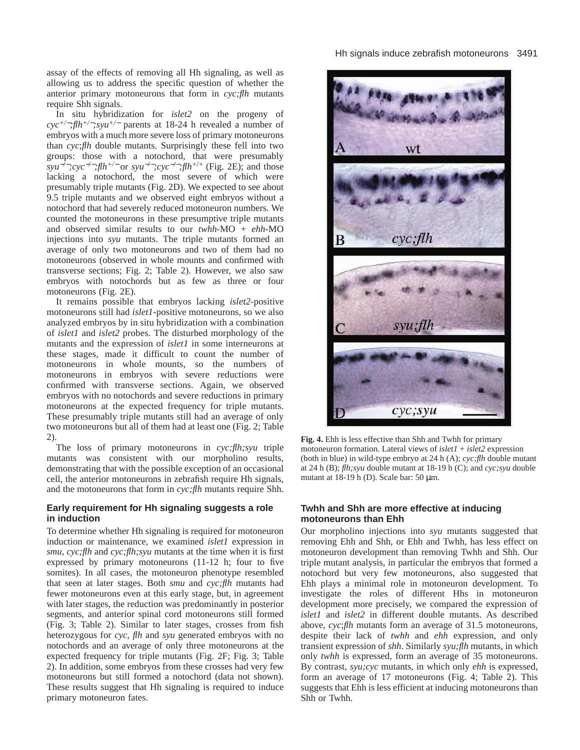assay of the effects of removing all Hh signaling, as well as allowing us to address the specific question of whether the anterior primary motoneurons that form in *cyc;flh* mutants require Shh signals.

In situ hybridization for *islet2* on the progeny of $cyc^{+/-};flh^{+/-};syu^{+/-}$ parents at 18-24 h revealed a number of embryos with a much more severe loss of primary motoneurons than *cyc*;*flh* double mutants. Surprisingly these fell into two groups: those with a notochord, that were presumably $syu^{-/-};cyc^{-/-};flh^{+/-}$ or $syu^{-/-};cyc^{-/-};flh^{+/+}$ (Fig. 2E); and those lacking a notochord, the most severe of which were presumably triple mutants (Fig. 2D). We expected to see about 9.5 triple mutants and we observed eight embryos without a notochord that had severely reduced motoneuron numbers. We counted the motoneurons in these presumptive triple mutants and observed similar results to our *twhh*-MO + *ehh*-MO injections into *syu* mutants. The triple mutants formed an average of only two motoneurons and two of them had no motoneurons (observed in whole mounts and confirmed with transverse sections; Fig. 2; Table 2). However, we also saw embryos with notochords but as few as three or four motoneurons (Fig. 2E).

It remains possible that embryos lacking *islet2*-positive motoneurons still had *islet1*-positive motoneurons, so we also analyzed embryos by in situ hybridization with a combination of *islet1* and *islet2* probes. The disturbed morphology of the mutants and the expression of *islet1* in some interneurons at these stages, made it difficult to count the number of motoneurons in whole mounts, so the numbers of motoneurons in embryos with severe reductions were confirmed with transverse sections. Again, we observed embryos with no notochords and severe reductions in primary motoneurons at the expected frequency for triple mutants. These presumably triple mutants still had an average of only two motoneurons but all of them had at least one (Fig. 2; Table 2).

The loss of primary motoneurons in *cyc;flh;syu* triple mutants was consistent with our morpholino results, demonstrating that with the possible exception of an occasional cell, the anterior motoneurons in zebrafish require Hh signals, and the motoneurons that form in *cyc;flh* mutants require Shh.

## Early requirement for Hh signaling suggests a role in induction

To determine whether Hh signaling is required for motoneuron induction or maintenance, we examined *islet1* expression in *smu*, *cyc;flh* and *cyc;flh;syu* mutants at the time when it is first expressed by primary motoneurons (11-12 h; four to five somites). In all cases, the motoneuron phenotype resembled that seen at later stages. Both *smu* and *cyc;flh* mutants had fewer motoneurons even at this early stage, but, in agreement with later stages, the reduction was predominantly in posterior segments, and anterior spinal cord motoneurons still formed (Fig. 3; Table 2). Similar to later stages, crosses from fish heterozygous for *cyc*, *flh* and *syu* generated embryos with no notochords and an average of only three motoneurons at the expected frequency for triple mutants (Fig. 2F; Fig. 3; Table 2). In addition, some embryos from these crosses had very few motoneurons but still formed a notochord (data not shown). These results suggest that Hh signaling is required to induce primary motoneuron fates.

**Fig. 4.** Ehh is less effective than Shh and Twhh for primary motoneuron formation. Lateral views of *islet1* + *islet2* expression (both in blue) in wild-type embryo at 24 h (A); *cyc;flh* double mutant at 24 h (B); *flh;syu* double mutant at 18-19 h (C); and *cyc;syu* double mutant at 18-19 h (D). Scale bar: 50 μm.

## Twhh and Shh are more effective at inducing motoneurons than Ehh

Our morpholino injections into *syu* mutants suggested that removing Ehh and Shh, or Ehh and Twhh, has less effect on motoneuron development than removing Twhh and Shh. Our triple mutant analysis, in particular the embryos that formed a notochord but very few motoneurons, also suggested that Ehh plays a minimal role in motoneuron development. To investigate the roles of different Hhs in motoneuron development more precisely, we compared the expression of *islet1* and *islet2* in different double mutants. As described above, *cyc*;*flh* mutants form an average of 31.5 motoneurons, despite their lack of *twhh* and *ehh* expression, and only transient expression of *shh*. Similarly *syu;flh* mutants, in which only *twhh* is expressed, form an average of 35 motoneurons. By contrast, *syu;cyc* mutants, in which only *ehh* is expressed, form an average of 17 motoneurons (Fig. 4; Table 2). This suggests that Ehh is less efficient at inducing motoneurons than Shh or Twhh.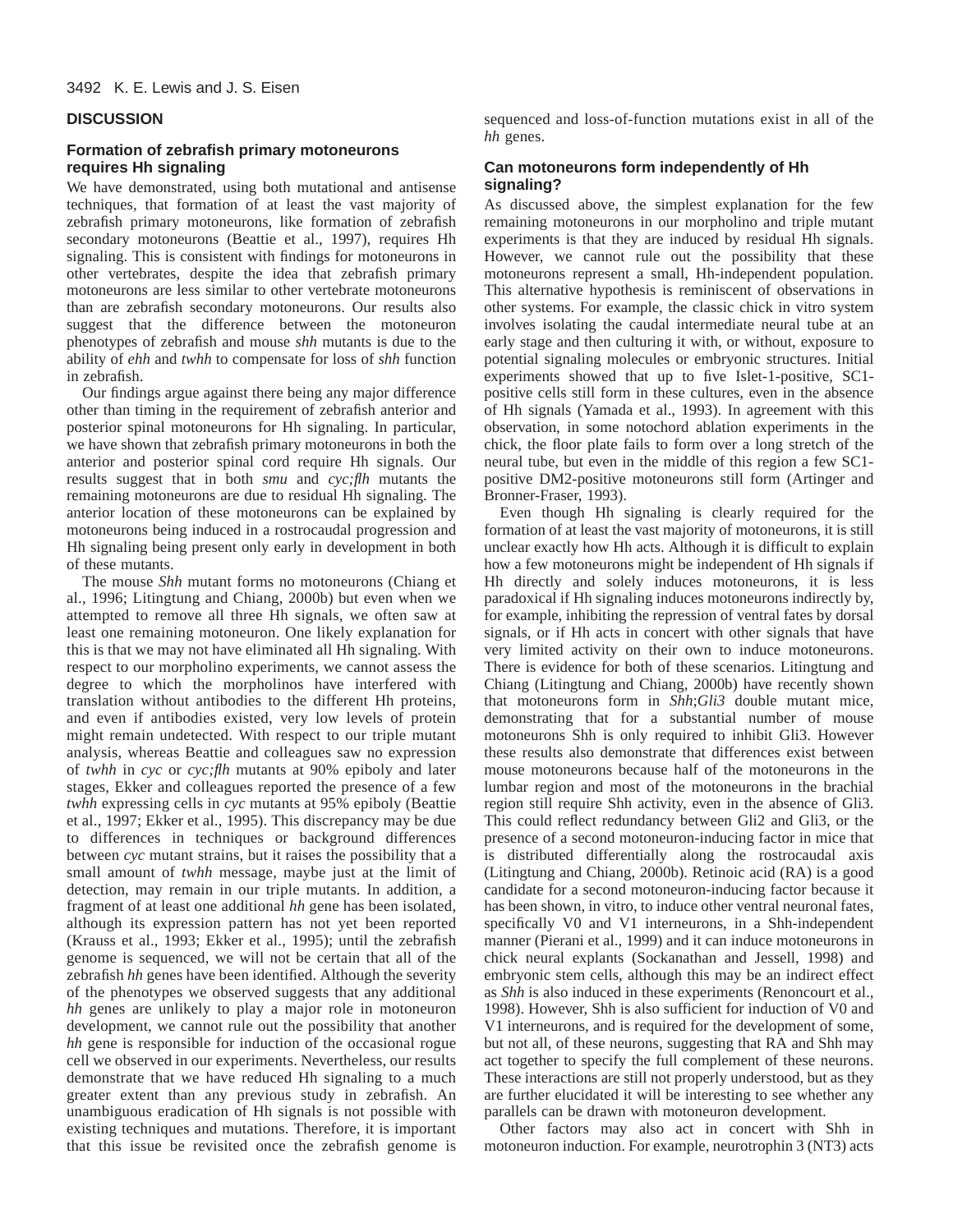## DISCUSSION

### Formation of zebrafish primary motoneurons requires Hh signaling

We have demonstrated, using both mutational and antisense techniques, that formation of at least the vast majority of zebrafish primary motoneurons, like formation of zebrafish secondary motoneurons (Beattie et al., 1997), requires Hh signaling. This is consistent with findings for motoneurons in other vertebrates, despite the idea that zebrafish primary motoneurons are less similar to other vertebrate motoneurons than are zebrafish secondary motoneurons. Our results also suggest that the difference between the motoneuron phenotypes of zebrafish and mouse *shh* mutants is due to the ability of *ehh* and *twhh* to compensate for loss of *shh* function in zebrafish.

Our findings argue against there being any major difference other than timing in the requirement of zebrafish anterior and posterior spinal motoneurons for Hh signaling. In particular, we have shown that zebrafish primary motoneurons in both the anterior and posterior spinal cord require Hh signals. Our results suggest that in both *smu* and *cyc;flh* mutants the remaining motoneurons are due to residual Hh signaling. The anterior location of these motoneurons can be explained by motoneurons being induced in a rostrocaudal progression and Hh signaling being present only early in development in both of these mutants.

The mouse *Shh* mutant forms no motoneurons (Chiang et al., 1996; Litingtung and Chiang, 2000b) but even when we attempted to remove all three Hh signals, we often saw at least one remaining motoneuron. One likely explanation for this is that we may not have eliminated all Hh signaling. With respect to our morpholino experiments, we cannot assess the degree to which the morpholinos have interfered with translation without antibodies to the different Hh proteins, and even if antibodies existed, very low levels of protein might remain undetected. With respect to our triple mutant analysis, whereas Beattie and colleagues saw no expression of *twhh* in *cyc* or *cyc;flh* mutants at 90% epiboly and later stages, Ekker and colleagues reported the presence of a few *twhh* expressing cells in *cyc* mutants at 95% epiboly (Beattie et al., 1997; Ekker et al., 1995). This discrepancy may be due to differences in techniques or background differences between *cyc* mutant strains, but it raises the possibility that a small amount of *twhh* message, maybe just at the limit of detection, may remain in our triple mutants. In addition, a fragment of at least one additional *hh* gene has been isolated, although its expression pattern has not yet been reported (Krauss et al., 1993; Ekker et al., 1995); until the zebrafish genome is sequenced, we will not be certain that all of the zebrafish *hh* genes have been identified. Although the severity of the phenotypes we observed suggests that any additional *hh* genes are unlikely to play a major role in motoneuron development, we cannot rule out the possibility that another *hh* gene is responsible for induction of the occasional rogue cell we observed in our experiments. Nevertheless, our results demonstrate that we have reduced Hh signaling to a much greater extent than any previous study in zebrafish. An unambiguous eradication of Hh signals is not possible with existing techniques and mutations. Therefore, it is important that this issue be revisited once the zebrafish genome is sequenced and loss-of-function mutations exist in all of the *hh* genes.

### Can motoneurons form independently of Hh signaling?

As discussed above, the simplest explanation for the few remaining motoneurons in our morpholino and triple mutant experiments is that they are induced by residual Hh signals. However, we cannot rule out the possibility that these motoneurons represent a small, Hh-independent population. This alternative hypothesis is reminiscent of observations in other systems. For example, the classic chick in vitro system involves isolating the caudal intermediate neural tube at an early stage and then culturing it with, or without, exposure to potential signaling molecules or embryonic structures. Initial experiments showed that up to five Islet-1-positive, SC1-positive cells still form in these cultures, even in the absence of Hh signals (Yamada et al., 1993). In agreement with this observation, in some notochord ablation experiments in the chick, the floor plate fails to form over a long stretch of the neural tube, but even in the middle of this region a few SC1-positive DM2-positive motoneurons still form (Artinger and Bronner-Fraser, 1993).

Even though Hh signaling is clearly required for the formation of at least the vast majority of motoneurons, it is still unclear exactly how Hh acts. Although it is difficult to explain how a few motoneurons might be independent of Hh signals if Hh directly and solely induces motoneurons, it is less paradoxical if Hh signaling induces motoneurons indirectly by, for example, inhibiting the repression of ventral fates by dorsal signals, or if Hh acts in concert with other signals that have very limited activity on their own to induce motoneurons. There is evidence for both of these scenarios. Litingtung and Chiang (Litingtung and Chiang, 2000b) have recently shown that motoneurons form in *Shh*;*Gli3* double mutant mice, demonstrating that for a substantial number of mouse motoneurons Shh is only required to inhibit Gli3. However these results also demonstrate that differences exist between mouse motoneurons because half of the motoneurons in the lumbar region and most of the motoneurons in the brachial region still require Shh activity, even in the absence of Gli3. This could reflect redundancy between Gli2 and Gli3, or the presence of a second motoneuron-inducing factor in mice that is distributed differentially along the rostrocaudal axis (Litingtung and Chiang, 2000b). Retinoic acid (RA) is a good candidate for a second motoneuron-inducing factor because it has been shown, in vitro, to induce other ventral neuronal fates, specifically V0 and V1 interneurons, in a Shh-independent manner (Pierani et al., 1999) and it can induce motoneurons in chick neural explants (Sockanathan and Jessell, 1998) and embryonic stem cells, although this may be an indirect effect as *Shh* is also induced in these experiments (Renoncourt et al., 1998). However, Shh is also sufficient for induction of V0 and V1 interneurons, and is required for the development of some, but not all, of these neurons, suggesting that RA and Shh may act together to specify the full complement of these neurons. These interactions are still not properly understood, but as they are further elucidated it will be interesting to see whether any parallels can be drawn with motoneuron development.

Other factors may also act in concert with Shh in motoneuron induction. For example, neurotrophin 3 (NT3) acts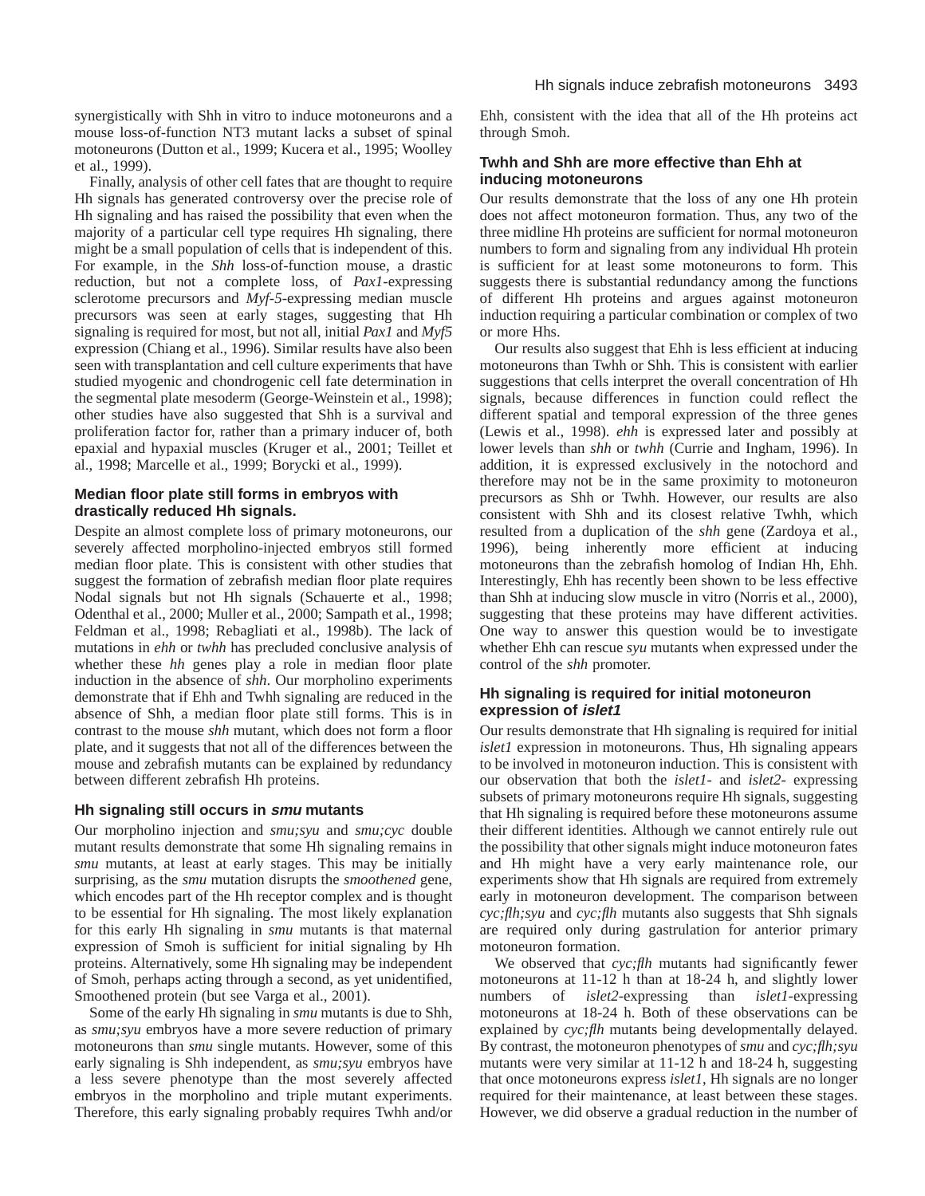synergistically with Shh in vitro to induce motoneurons and a mouse loss-of-function NT3 mutant lacks a subset of spinal motoneurons (Dutton et al., 1999; Kucera et al., 1995; Woolley et al., 1999).

Finally, analysis of other cell fates that are thought to require Hh signals has generated controversy over the precise role of Hh signaling and has raised the possibility that even when the majority of a particular cell type requires Hh signaling, there might be a small population of cells that is independent of this. For example, in the *Shh* loss-of-function mouse, a drastic reduction, but not a complete loss, of *Pax1*-expressing sclerotome precursors and *Myf-5*-expressing median muscle precursors was seen at early stages, suggesting that Hh signaling is required for most, but not all, initial *Pax1* and *Myf5* expression (Chiang et al., 1996). Similar results have also been seen with transplantation and cell culture experiments that have studied myogenic and chondrogenic cell fate determination in the segmental plate mesoderm (George-Weinstein et al., 1998); other studies have also suggested that Shh is a survival and proliferation factor for, rather than a primary inducer of, both epaxial and hypaxial muscles (Kruger et al., 2001; Teillet et al., 1998; Marcelle et al., 1999; Borycki et al., 1999).

### Median floor plate still forms in embryos with drastically reduced Hh signals.

Despite an almost complete loss of primary motoneurons, our severely affected morpholino-injected embryos still formed median floor plate. This is consistent with other studies that suggest the formation of zebrafish median floor plate requires Nodal signals but not Hh signals (Schauerte et al., 1998; Odenthal et al., 2000; Muller et al., 2000; Sampath et al., 1998; Feldman et al., 1998; Rebagliati et al., 1998b). The lack of mutations in *ehh* or *twhh* has precluded conclusive analysis of whether these *hh* genes play a role in median floor plate induction in the absence of *shh*. Our morpholino experiments demonstrate that if Ehh and Twhh signaling are reduced in the absence of Shh, a median floor plate still forms. This is in contrast to the mouse *shh* mutant, which does not form a floor plate, and it suggests that not all of the differences between the mouse and zebrafish mutants can be explained by redundancy between different zebrafish Hh proteins.

### Hh signaling still occurs in *smu* mutants

Our morpholino injection and *smu;syu* and *smu;cyc* double mutant results demonstrate that some Hh signaling remains in *smu* mutants, at least at early stages. This may be initially surprising, as the *smu* mutation disrupts the *smoothened* gene, which encodes part of the Hh receptor complex and is thought to be essential for Hh signaling. The most likely explanation for this early Hh signaling in *smu* mutants is that maternal expression of Smoh is sufficient for initial signaling by Hh proteins. Alternatively, some Hh signaling may be independent of Smoh, perhaps acting through a second, as yet unidentified, Smoothened protein (but see Varga et al., 2001).

Some of the early Hh signaling in *smu* mutants is due to Shh, as *smu;syu* embryos have a more severe reduction of primary motoneurons than *smu* single mutants. However, some of this early signaling is Shh independent, as *smu;syu* embryos have a less severe phenotype than the most severely affected embryos in the morpholino and triple mutant experiments. Therefore, this early signaling probably requires Twhh and/or Ehh, consistent with the idea that all of the Hh proteins act through Smoh.

### Twhh and Shh are more effective than Ehh at inducing motoneurons

Our results demonstrate that the loss of any one Hh protein does not affect motoneuron formation. Thus, any two of the three midline Hh proteins are sufficient for normal motoneuron numbers to form and signaling from any individual Hh protein is sufficient for at least some motoneurons to form. This suggests there is substantial redundancy among the functions of different Hh proteins and argues against motoneuron induction requiring a particular combination or complex of two or more Hhs.

Our results also suggest that Ehh is less efficient at inducing motoneurons than Twhh or Shh. This is consistent with earlier suggestions that cells interpret the overall concentration of Hh signals, because differences in function could reflect the different spatial and temporal expression of the three genes (Lewis et al., 1998). *ehh* is expressed later and possibly at lower levels than *shh* or *twhh* (Currie and Ingham, 1996). In addition, it is expressed exclusively in the notochord and therefore may not be in the same proximity to motoneuron precursors as Shh or Twhh. However, our results are also consistent with Shh and its closest relative Twhh, which resulted from a duplication of the *shh* gene (Zardoya et al., 1996), being inherently more efficient at inducing motoneurons than the zebrafish homolog of Indian Hh, Ehh. Interestingly, Ehh has recently been shown to be less effective than Shh at inducing slow muscle in vitro (Norris et al., 2000), suggesting that these proteins may have different activities. One way to answer this question would be to investigate whether Ehh can rescue *syu* mutants when expressed under the control of the *shh* promoter.

### Hh signaling is required for initial motoneuron expression of *islet1*

Our results demonstrate that Hh signaling is required for initial *islet1* expression in motoneurons. Thus, Hh signaling appears to be involved in motoneuron induction. This is consistent with our observation that both the *islet1*- and *islet2*- expressing subsets of primary motoneurons require Hh signals, suggesting that Hh signaling is required before these motoneurons assume their different identities. Although we cannot entirely rule out the possibility that other signals might induce motoneuron fates and Hh might have a very early maintenance role, our experiments show that Hh signals are required from extremely early in motoneuron development. The comparison between *cyc;flh;syu* and *cyc;flh* mutants also suggests that Shh signals are required only during gastrulation for anterior primary motoneuron formation.

We observed that *cyc;flh* mutants had significantly fewer motoneurons at 11-12 h than at 18-24 h, and slightly lower numbers of *islet2*-expressing than *islet1*-expressing motoneurons at 18-24 h. Both of these observations can be explained by *cyc;flh* mutants being developmentally delayed. By contrast, the motoneuron phenotypes of *smu* and *cyc;flh;syu* mutants were very similar at 11-12 h and 18-24 h, suggesting that once motoneurons express *islet1*, Hh signals are no longer required for their maintenance, at least between these stages. However, we did observe a gradual reduction in the number of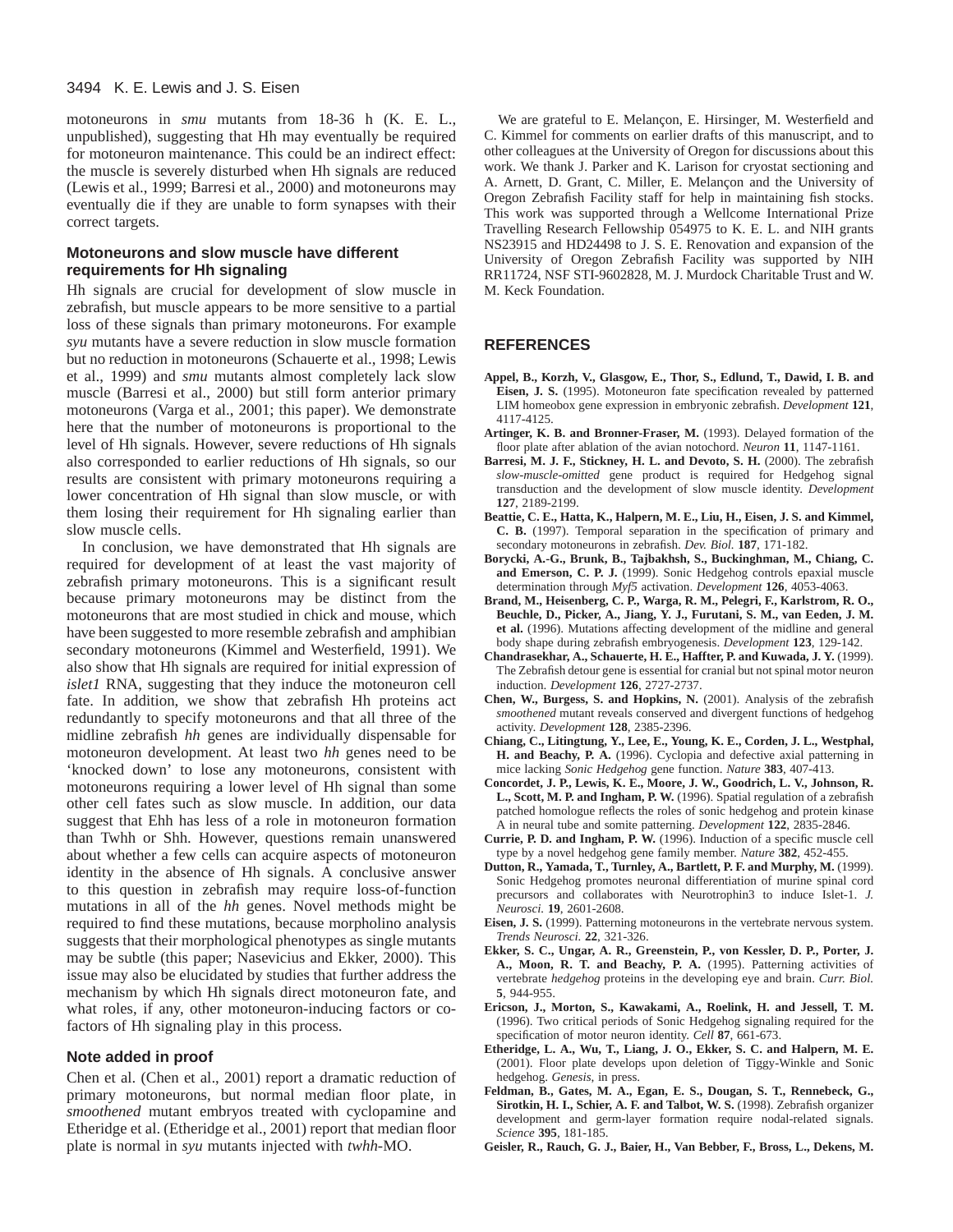motoneurons in *smu* mutants from 18-36 h (K. E. L., unpublished), suggesting that Hh may eventually be required for motoneuron maintenance. This could be an indirect effect: the muscle is severely disturbed when Hh signals are reduced (Lewis et al., 1999; Barresi et al., 2000) and motoneurons may eventually die if they are unable to form synapses with their correct targets.

### Motoneurons and slow muscle have different requirements for Hh signaling

Hh signals are crucial for development of slow muscle in zebrafish, but muscle appears to be more sensitive to a partial loss of these signals than primary motoneurons. For example *syu* mutants have a severe reduction in slow muscle formation but no reduction in motoneurons (Schauerte et al., 1998; Lewis et al., 1999) and *smu* mutants almost completely lack slow muscle (Barresi et al., 2000) but still form anterior primary motoneurons (Varga et al., 2001; this paper). We demonstrate here that the number of motoneurons is proportional to the level of Hh signals. However, severe reductions of Hh signals also corresponded to earlier reductions of Hh signals, so our results are consistent with primary motoneurons requiring a lower concentration of Hh signal than slow muscle, or with them losing their requirement for Hh signaling earlier than slow muscle cells.

In conclusion, we have demonstrated that Hh signals are required for development of at least the vast majority of zebrafish primary motoneurons. This is a significant result because primary motoneurons may be distinct from the motoneurons that are most studied in chick and mouse, which have been suggested to more resemble zebrafish and amphibian secondary motoneurons (Kimmel and Westerfield, 1991). We also show that Hh signals are required for initial expression of *islet1* RNA, suggesting that they induce the motoneuron cell fate. In addition, we show that zebrafish Hh proteins act redundantly to specify motoneurons and that all three of the midline zebrafish *hh* genes are individually dispensable for motoneuron development. At least two *hh* genes need to be 'knocked down' to lose any motoneurons, consistent with motoneurons requiring a lower level of Hh signal than some other cell fates such as slow muscle. In addition, our data suggest that Ehh has less of a role in motoneuron formation than Twhh or Shh. However, questions remain unanswered about whether a few cells can acquire aspects of motoneuron identity in the absence of Hh signals. A conclusive answer to this question in zebrafish may require loss-of-function mutations in all of the *hh* genes. Novel methods might be required to find these mutations, because morpholino analysis suggests that their morphological phenotypes as single mutants may be subtle (this paper; Nasevicius and Ekker, 2000). This issue may also be elucidated by studies that further address the mechanism by which Hh signals direct motoneuron fate, and what roles, if any, other motoneuron-inducing factors or co-factors of Hh signaling play in this process.

### Note added in proof

Chen et al. (Chen et al., 2001) report a dramatic reduction of primary motoneurons, but normal median floor plate, in *smoothened* mutant embryos treated with cyclopamine and Etheridge et al. (Etheridge et al., 2001) report that median floor plate is normal in *syu* mutants injected with *twhh*-MO.

We are grateful to E. Melançon, E. Hirsinger, M. Westerfield and C. Kimmel for comments on earlier drafts of this manuscript, and to other colleagues at the University of Oregon for discussions about this work. We thank J. Parker and K. Larison for cryostat sectioning and A. Arnett, D. Grant, C. Miller, E. Melançon and the University of Oregon Zebrafish Facility staff for help in maintaining fish stocks. This work was supported through a Wellcome International Prize Travelling Research Fellowship 054975 to K. E. L. and NIH grants NS23915 and HD24498 to J. S. E. Renovation and expansion of the University of Oregon Zebrafish Facility was supported by NIH RR11724, NSF STI-9602828, M. J. Murdock Charitable Trust and W. M. Keck Foundation.

## REFERENCES

**Appel, B., Korzh, V., Glasgow, E., Thor, S., Edlund, T., Dawid, I. B. and Eisen, J. S.** (1995). Motoneuron fate specification revealed by patterned LIM homeobox gene expression in embryonic zebrafish. *Development* **121**, 4117-4125.

**Artinger, K. B. and Bronner-Fraser, M.** (1993). Delayed formation of the floor plate after ablation of the avian notochord. *Neuron* **11**, 1147-1161.

**Barresi, M. J. F., Stickney, H. L. and Devoto, S. H.** (2000). The zebrafish *slow-muscle-omitted* gene product is required for Hedgehog signal transduction and the development of slow muscle identity. *Development* **127**, 2189-2199.

**Beattie, C. E., Hatta, K., Halpern, M. E., Liu, H., Eisen, J. S. and Kimmel, C. B.** (1997). Temporal separation in the specification of primary and secondary motoneurons in zebrafish. *Dev. Biol.* **187**, 171-182.

**Borycki, A.-G., Brunk, B., Tajbakhsh, S., Buckinghman, M., Chiang, C. and Emerson, C. P. J.** (1999). Sonic Hedgehog controls epaxial muscle determination through *Myf5* activation. *Development* **126**, 4053-4063.

**Brand, M., Heisenberg, C. P., Warga, R. M., Pelegri, F., Karlstrom, R. O., Beuchle, D., Picker, A., Jiang, Y. J., Furutani, S. M., van Eeden, J. M. et al.** (1996). Mutations affecting development of the midline and general body shape during zebrafish embryogenesis. *Development* **123**, 129-142.

**Chandrasekhar, A., Schauerte, H. E., Haffter, P. and Kuwada, J. Y.** (1999). The Zebrafish detour gene is essential for cranial but not spinal motor neuron induction. *Development* **126**, 2727-2737.

**Chen, W., Burgess, S. and Hopkins, N.** (2001). Analysis of the zebrafish *smoothened* mutant reveals conserved and divergent functions of hedgehog activity. *Development* **128**, 2385-2396.

**Chiang, C., Litingtung, Y., Lee, E., Young, K. E., Corden, J. L., Westphal, H. and Beachy, P. A.** (1996). Cyclopia and defective axial patterning in mice lacking *Sonic Hedgehog* gene function. *Nature* **383**, 407-413.

**Concordet, J. P., Lewis, K. E., Moore, J. W., Goodrich, L. V., Johnson, R. L., Scott, M. P. and Ingham, P. W.** (1996). Spatial regulation of a zebrafish patched homologue reflects the roles of sonic hedgehog and protein kinase A in neural tube and somite patterning. *Development* **122**, 2835-2846.

**Currie, P. D. and Ingham, P. W.** (1996). Induction of a specific muscle cell type by a novel hedgehog gene family member. *Nature* **382**, 452-455.

**Dutton, R., Yamada, T., Turnley, A., Bartlett, P. F. and Murphy, M.** (1999). Sonic Hedgehog promotes neuronal differentiation of murine spinal cord precursors and collaborates with Neurotrophin3 to induce Islet-1. *J. Neurosci.* **19**, 2601-2608.

**Eisen, J. S.** (1999). Patterning motoneurons in the vertebrate nervous system. *Trends Neurosci.* **22**, 321-326.

**Ekker, S. C., Ungar, A. R., Greenstein, P., von Kessler, D. P., Porter, J. A., Moon, R. T. and Beachy, P. A.** (1995). Patterning activities of vertebrate *hedgehog* proteins in the developing eye and brain. *Curr. Biol.* **5**, 944-955.

**Ericson, J., Morton, S., Kawakami, A., Roelink, H. and Jessell, T. M.** (1996). Two critical periods of Sonic Hedgehog signaling required for the specification of motor neuron identity. *Cell* **87**, 661-673.

**Etheridge, L. A., Wu, T., Liang, J. O., Ekker, S. C. and Halpern, M. E.** (2001). Floor plate develops upon deletion of Tiggy-Winkle and Sonic hedgehog. *Genesis*, in press.

**Feldman, B., Gates, M. A., Egan, E. S., Dougan, S. T., Rennebeck, G., Sirotkin, H. I., Schier, A. F. and Talbot, W. S.** (1998). Zebrafish organizer development and germ-layer formation require nodal-related signals. *Science* **395**, 181-185.

**Geisler, R., Rauch, G. J., Baier, H., Van Bebber, F., Bross, L., Dekens, M.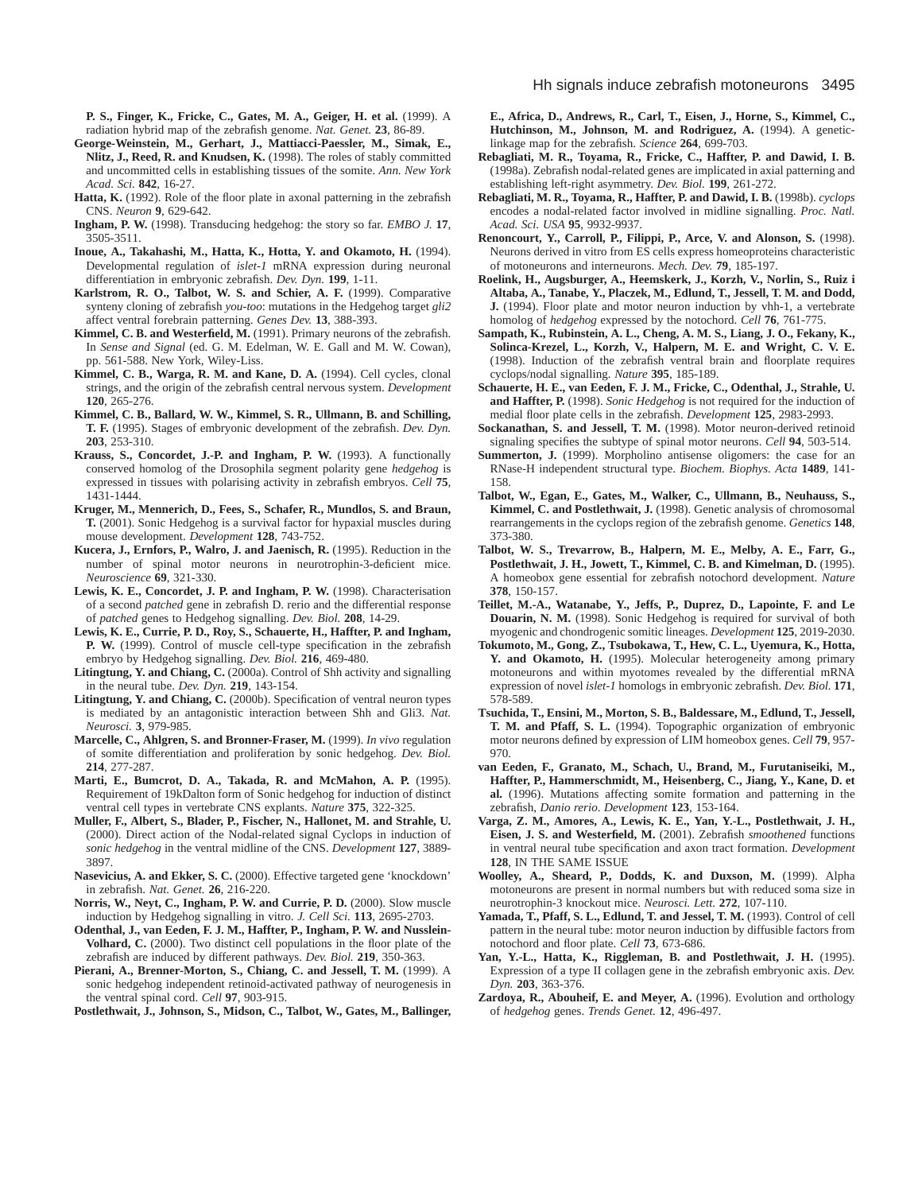**P. S., Finger, K., Fricke, C., Gates, M. A., Geiger, H. et al.** (1999). A radiation hybrid map of the zebrafish genome. *Nat. Genet.* **23**, 86-89.

**George-Weinstein, M., Gerhart, J., Mattiacci-Paessler, M., Simak, E., Nlitz, J., Reed, R. and Knudsen, K.** (1998). The roles of stably committed and uncommitted cells in establishing tissues of the somite. *Ann. New York Acad. Sci.* **842**, 16-27.

**Hatta, K.** (1992). Role of the floor plate in axonal patterning in the zebrafish CNS. *Neuron* **9**, 629-642.

**Ingham, P. W.** (1998). Transducing hedgehog: the story so far. *EMBO J.* **17**, 3505-3511.

**Inoue, A., Takahashi, M., Hatta, K., Hotta, Y. and Okamoto, H.** (1994). Developmental regulation of *islet-1* mRNA expression during neuronal differentiation in embryonic zebrafish. *Dev. Dyn.* **199**, 1-11.

**Karlstrom, R. O., Talbot, W. S. and Schier, A. F.** (1999). Comparative synteny cloning of zebrafish *you-too*: mutations in the Hedgehog target *gli2* affect ventral forebrain patterning. *Genes Dev.* **13**, 388-393.

**Kimmel, C. B. and Westerfield, M.** (1991). Primary neurons of the zebrafish. In *Sense and Signal* (ed. G. M. Edelman, W. E. Gall and M. W. Cowan), pp. 561-588. New York, Wiley-Liss.

**Kimmel, C. B., Warga, R. M. and Kane, D. A.** (1994). Cell cycles, clonal strings, and the origin of the zebrafish central nervous system. *Development* **120**, 265-276.

**Kimmel, C. B., Ballard, W. W., Kimmel, S. R., Ullmann, B. and Schilling, T. F.** (1995). Stages of embryonic development of the zebrafish. *Dev. Dyn.* **203**, 253-310.

**Krauss, S., Concordet, J.-P. and Ingham, P. W.** (1993). A functionally conserved homolog of the Drosophila segment polarity gene *hedgehog* is expressed in tissues with polarising activity in zebrafish embryos. *Cell* **75**, 1431-1444.

**Kruger, M., Mennerich, D., Fees, S., Schafer, R., Mundlos, S. and Braun, T.** (2001). Sonic Hedgehog is a survival factor for hypaxial muscles during mouse development. *Development* **128**, 743-752.

**Kucera, J., Ernfors, P., Walro, J. and Jaenisch, R.** (1995). Reduction in the number of spinal motor neurons in neurotrophin-3-deficient mice. *Neuroscience* **69**, 321-330.

**Lewis, K. E., Concordet, J. P. and Ingham, P. W.** (1998). Characterisation of a second *patched* gene in zebrafish D. rerio and the differential response of *patched* genes to Hedgehog signalling. *Dev. Biol.* **208**, 14-29.

**Lewis, K. E., Currie, P. D., Roy, S., Schauerte, H., Haffter, P. and Ingham, P. W.** (1999). Control of muscle cell-type specification in the zebrafish embryo by Hedgehog signalling. *Dev. Biol.* **216**, 469-480.

**Litingtung, Y. and Chiang, C.** (2000a). Control of Shh activity and signalling in the neural tube. *Dev. Dyn.* **219**, 143-154.

**Litingtung, Y. and Chiang, C.** (2000b). Specification of ventral neuron types is mediated by an antagonistic interaction between Shh and Gli3. *Nat. Neurosci.* **3**, 979-985.

**Marcelle, C., Ahlgren, S. and Bronner-Fraser, M.** (1999). *In vivo* regulation of somite differentiation and proliferation by sonic hedgehog. *Dev. Biol.* **214**, 277-287.

**Marti, E., Bumcrot, D. A., Takada, R. and McMahon, A. P.** (1995). Requirement of 19kDalton form of Sonic hedgehog for induction of distinct ventral cell types in vertebrate CNS explants. *Nature* **375**, 322-325.

**Muller, F., Albert, S., Blader, P., Fischer, N., Hallonet, M. and Strahle, U.** (2000). Direct action of the Nodal-related signal Cyclops in induction of *sonic hedgehog* in the ventral midline of the CNS. *Development* **127**, 3889-3897.

**Nasevicius, A. and Ekker, S. C.** (2000). Effective targeted gene 'knockdown' in zebrafish. *Nat. Genet.* **26**, 216-220.

**Norris, W., Neyt, C., Ingham, P. W. and Currie, P. D.** (2000). Slow muscle induction by Hedgehog signalling in vitro. *J. Cell Sci.* **113**, 2695-2703.

**Odenthal, J., van Eeden, F. J. M., Haffter, P., Ingham, P. W. and Nusslein-Volhard, C.** (2000). Two distinct cell populations in the floor plate of the zebrafish are induced by different pathways. *Dev. Biol.* **219**, 350-363.

**Pierani, A., Brenner-Morton, S., Chiang, C. and Jessell, T. M.** (1999). A sonic hedgehog independent retinoid-activated pathway of neurogenesis in the ventral spinal cord. *Cell* **97**, 903-915.

**Postlethwait, J., Johnson, S., Midson, C., Talbot, W., Gates, M., Ballinger, E., Africa, D., Andrews, R., Carl, T., Eisen, J., Horne, S., Kimmel, C., Hutchinson, M., Johnson, M. and Rodriguez, A.** (1994). A genetic-linkage map for the zebrafish. *Science* **264**, 699-703.

**Rebagliati, M. R., Toyama, R., Fricke, C., Haffter, P. and Dawid, I. B.** (1998a). Zebrafish nodal-related genes are implicated in axial patterning and establishing left-right asymmetry. *Dev. Biol.* **199**, 261-272.

**Rebagliati, M. R., Toyama, R., Haffter, P. and Dawid, I. B.** (1998b). *cyclops* encodes a nodal-related factor involved in midline signalling. *Proc. Natl. Acad. Sci. USA* **95**, 9932-9937.

**Renoncourt, Y., Carroll, P., Filippi, P., Arce, V. and Alonson, S.** (1998). Neurons derived in vitro from ES cells express homeoproteins characteristic of motoneurons and interneurons. *Mech. Dev.* **79**, 185-197.

**Roelink, H., Augsburger, A., Heemskerk, J., Korzh, V., Norlin, S., Ruiz i Altaba, A., Tanabe, Y., Placzek, M., Edlund, T., Jessell, T. M. and Dodd, J.** (1994). Floor plate and motor neuron induction by vhh-1, a vertebrate homolog of *hedgehog* expressed by the notochord. *Cell* **76**, 761-775.

**Sampath, K., Rubinstein, A. L., Cheng, A. M. S., Liang, J. O., Fekany, K., Solinca-Krezel, L., Korzh, V., Halpern, M. E. and Wright, C. V. E.** (1998). Induction of the zebrafish ventral brain and floorplate requires cyclops/nodal signalling. *Nature* **395**, 185-189.

**Schauerte, H. E., van Eeden, F. J. M., Fricke, C., Odenthal, J., Strahle, U. and Haffter, P.** (1998). *Sonic Hedgehog* is not required for the induction of medial floor plate cells in the zebrafish. *Development* **125**, 2983-2993.

**Sockanathan, S. and Jessell, T. M.** (1998). Motor neuron-derived retinoid signaling specifies the subtype of spinal motor neurons. *Cell* **94**, 503-514.

**Summerton, J.** (1999). Morpholino antisense oligomers: the case for an RNase-H independent structural type. *Biochem. Biophys. Acta* **1489**, 141-158.

**Talbot, W., Egan, E., Gates, M., Walker, C., Ullmann, B., Neuhauss, S., Kimmel, C. and Postlethwait, J.** (1998). Genetic analysis of chromosomal rearrangements in the cyclops region of the zebrafish genome. *Genetics* **148**, 373-380.

**Talbot, W. S., Trevarrow, B., Halpern, M. E., Melby, A. E., Farr, G., Postlethwait, J. H., Jowett, T., Kimmel, C. B. and Kimelman, D.** (1995). A homeobox gene essential for zebrafish notochord development. *Nature* **378**, 150-157.

**Teillet, M.-A., Watanabe, Y., Jeffs, P., Duprez, D., Lapointe, F. and Le Douarin, N. M.** (1998). Sonic Hedgehog is required for survival of both myogenic and chondrogenic somitic lineages. *Development* **125**, 2019-2030.

**Tokumoto, M., Gong, Z., Tsubokawa, T., Hew, C. L., Uyemura, K., Hotta, Y. and Okamoto, H.** (1995). Molecular heterogeneity among primary motoneurons and within myotomes revealed by the differential mRNA expression of novel *islet-1* homologs in embryonic zebrafish. *Dev. Biol.* **171**, 578-589.

**Tsuchida, T., Ensini, M., Morton, S. B., Baldessare, M., Edlund, T., Jessell, T. M. and Pfaff, S. L.** (1994). Topographic organization of embryonic motor neurons defined by expression of LIM homeobox genes. *Cell* **79**, 957-970.

**van Eeden, F., Granato, M., Schach, U., Brand, M., Furutaniseiki, M., Haffter, P., Hammerschmidt, M., Heisenberg, C., Jiang, Y., Kane, D. et al.** (1996). Mutations affecting somite formation and patterning in the zebrafish, *Danio rerio*. *Development* **123**, 153-164.

**Varga, Z. M., Amores, A., Lewis, K. E., Yan, Y.-L., Postlethwait, J. H., Eisen, J. S. and Westerfield, M.** (2001). Zebrafish *smoothened* functions in ventral neural tube specification and axon tract formation. *Development* **128**, IN THE SAME ISSUE

**Woolley, A., Sheard, P., Dodds, K. and Duxson, M.** (1999). Alpha motoneurons are present in normal numbers but with reduced soma size in neurotrophin-3 knockout mice. *Neurosci. Lett.* **272**, 107-110.

**Yamada, T., Pfaff, S. L., Edlund, T. and Jessel, T. M.** (1993). Control of cell pattern in the neural tube: motor neuron induction by diffusible factors from notochord and floor plate. *Cell* **73**, 673-686.

**Yan, Y.-L., Hatta, K., Riggleman, B. and Postlethwait, J. H.** (1995). Expression of a type II collagen gene in the zebrafish embryonic axis. *Dev. Dyn.* **203**, 363-376.

**Zardoya, R., Abouheif, E. and Meyer, A.** (1996). Evolution and orthology of *hedgehog* genes. *Trends Genet.* **12**, 496-497.